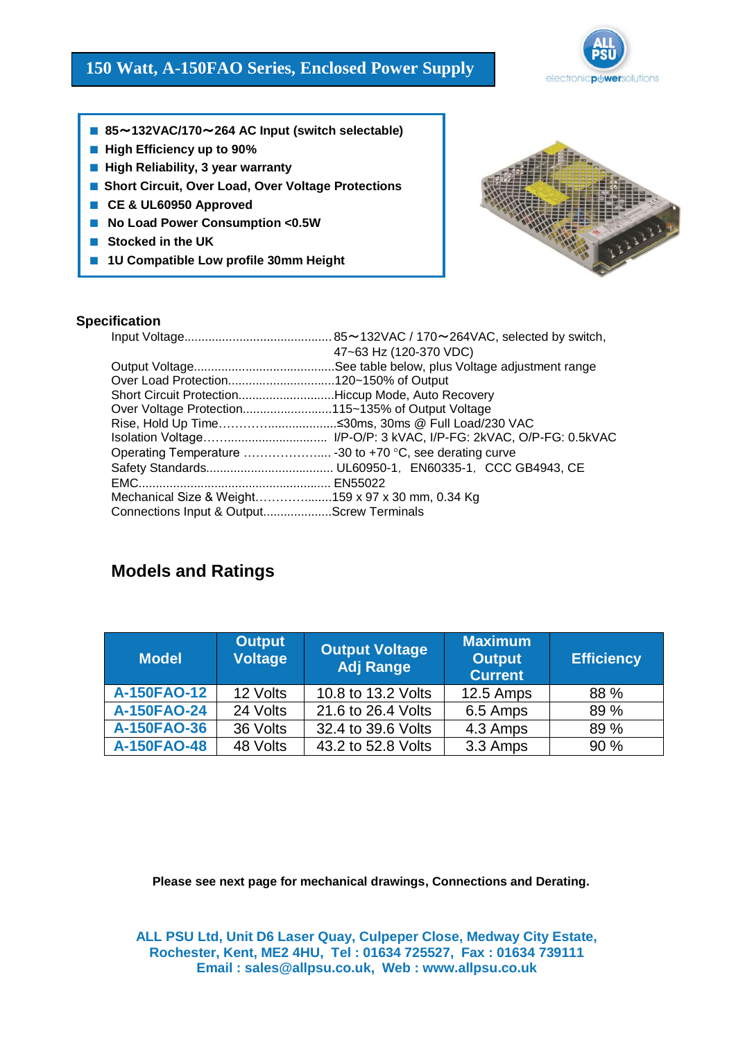# 150 Watt, A-150FAO Series, Enclosed Power Supply

ALL PSU
electronicpowersolutions

- 85～132VAC/170～264 AC Input (switch selectable)
- High Efficiency up to 90%
- High Reliability, 3 year warranty
- Short Circuit, Over Load, Over Voltage Protections
- CE & UL60950 Approved
- No Load Power Consumption <0.5W
- Stocked in the UK
- 1U Compatible Low profile 30mm Height

## Specification

Input Voltage.......................................... 85～132VAC / 170～264VAC, selected by switch, 47~63 Hz (120-370 VDC)
Output Voltage.........................................See table below, plus Voltage adjustment range
Over Load Protection..............................120~150% of Output
Short Circuit Protection...........................Hiccup Mode, Auto Recovery
Over Voltage Protection..........................115~135% of Output Voltage
Rise, Hold Up Time……….....................≤30ms, 30ms @ Full Load/230 VAC
Isolation Voltage…............................ I/P-O/P: 3 kVAC, I/P-FG: 2kVAC, O/P-FG: 0.5kVAC
Operating Temperature ………………..... -30 to +70 °C, see derating curve
Safety Standards.................................... UL60950-1, EN60335-1, CCC GB4943, CE
EMC....................................................... EN55022
Mechanical Size & Weight……….........159 x 97 x 30 mm, 0.34 Kg
Connections Input & Output...................Screw Terminals

## Models and Ratings

| Model | Output Voltage | Output Voltage Adj Range | Maximum Output Current | Efficiency |
|---|---|---|---|---|
| A-150FAO-12 | 12 Volts | 10.8 to 13.2 Volts | 12.5 Amps | 88 % |
| A-150FAO-24 | 24 Volts | 21.6 to 26.4 Volts | 6.5 Amps | 89 % |
| A-150FAO-36 | 36 Volts | 32.4 to 39.6 Volts | 4.3 Amps | 89 % |
| A-150FAO-48 | 48 Volts | 43.2 to 52.8 Volts | 3.3 Amps | 90 % |

**Please see next page for mechanical drawings, Connections and Derating.**

**ALL PSU Ltd, Unit D6 Laser Quay, Culpeper Close, Medway City Estate, Rochester, Kent, ME2 4HU, Tel : 01634 725527, Fax : 01634 739111**
**Email : sales@allpsu.co.uk, Web : www.allpsu.co.uk**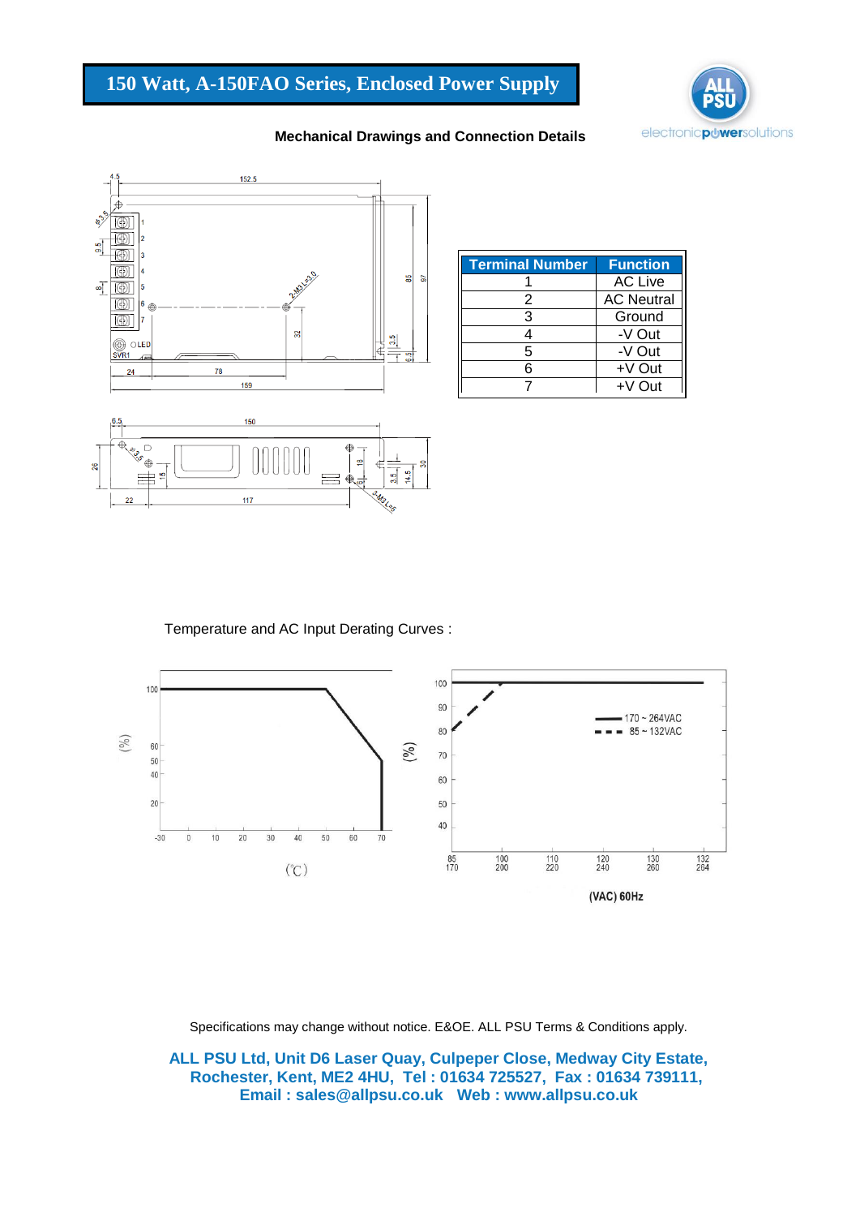# 150 Watt, A-150FAO Series, Enclosed Power Supply

## Mechanical Drawings and Connection Details

4.5
152.5
ø3.5
9.5
8
1
2
3
4
5
6
7
2-M3 L=3.0
85
97
32
3.5
6.5
LED
SVR1
24
78
159

6.5
150
ø3.5
26
15
18
8
3.5
14.5
30
22
117
3-M3 L=5

| Terminal Number | Function |
|---|---|
| 1 | AC Live |
| 2 | AC Neutral |
| 3 | Ground |
| 4 | -V Out |
| 5 | -V Out |
| 6 | +V Out |
| 7 | +V Out |

Temperature and AC Input Derating Curves :

(%)
100
60
50
40
20
-30 0 10 20 30 40 50 60 70
(℃)

(%)
100
90
80
70
60
50
40
85 170
100 200
110 220
120 240
130 260
132 264
170 ~ 264VAC
85 ~ 132VAC
(VAC) 60Hz

Specifications may change without notice. E&OE. ALL PSU Terms & Conditions apply.

**ALL PSU Ltd, Unit D6 Laser Quay, Culpeper Close, Medway City Estate, Rochester, Kent, ME2 4HU, Tel : 01634 725527, Fax : 01634 739111, Email : sales@allpsu.co.uk Web : www.allpsu.co.uk**